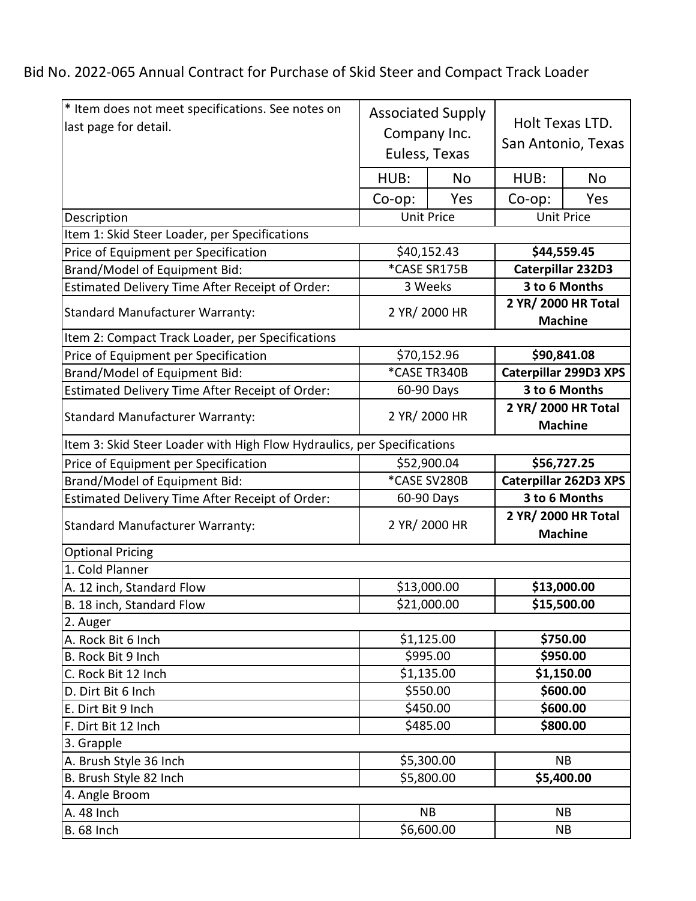Bid No. 2022-065 Annual Contract for Purchase of Skid Steer and Compact Track Loader

| * Item does not meet specifications. See notes on last page for detail. | Associated Supply Company Inc. Euless, Texas | | Holt Texas LTD. San Antonio, Texas | |
|---|---|---|---|---|
| | HUB: | No | HUB: | No |
| | Co-op: | Yes | Co-op: | Yes |
| Description | Unit Price | | Unit Price | |
| Item 1: Skid Steer Loader, per Specifications | | | | |
| Price of Equipment per Specification | $40,152.43 | | **$44,559.45** | |
| Brand/Model of Equipment Bid: | *CASE SR175B | | **Caterpillar 232D3** | |
| Estimated Delivery Time After Receipt of Order: | 3 Weeks | | **3 to 6 Months** | |
| Standard Manufacturer Warranty: | 2 YR/ 2000 HR | | **2 YR/ 2000 HR Total Machine** | |
| Item 2: Compact Track Loader, per Specifications | | | | |
| Price of Equipment per Specification | $70,152.96 | | **$90,841.08** | |
| Brand/Model of Equipment Bid: | *CASE TR340B | | **Caterpillar 299D3 XPS** | |
| Estimated Delivery Time After Receipt of Order: | 60-90 Days | | **3 to 6 Months** | |
| Standard Manufacturer Warranty: | 2 YR/ 2000 HR | | **2 YR/ 2000 HR Total Machine** | |
| Item 3: Skid Steer Loader with High Flow Hydraulics, per Specifications | | | | |
| Price of Equipment per Specification | $52,900.04 | | **$56,727.25** | |
| Brand/Model of Equipment Bid: | *CASE SV280B | | **Caterpillar 262D3 XPS** | |
| Estimated Delivery Time After Receipt of Order: | 60-90 Days | | **3 to 6 Months** | |
| Standard Manufacturer Warranty: | 2 YR/ 2000 HR | | **2 YR/ 2000 HR Total Machine** | |
| Optional Pricing | | | | |
| 1. Cold Planner | | | | |
| A. 12 inch, Standard Flow | $13,000.00 | | **$13,000.00** | |
| B. 18 inch, Standard Flow | $21,000.00 | | **$15,500.00** | |
| 2. Auger | | | | |
| A. Rock Bit 6 Inch | $1,125.00 | | **$750.00** | |
| B. Rock Bit 9 Inch | $995.00 | | **$950.00** | |
| C. Rock Bit 12 Inch | $1,135.00 | | **$1,150.00** | |
| D. Dirt Bit 6 Inch | $550.00 | | **$600.00** | |
| E. Dirt Bit 9 Inch | $450.00 | | **$600.00** | |
| F. Dirt Bit 12 Inch | $485.00 | | **$800.00** | |
| 3. Grapple | | | | |
| A. Brush Style 36 Inch | $5,300.00 | | NB | |
| B. Brush Style 82 Inch | $5,800.00 | | **$5,400.00** | |
| 4. Angle Broom | | | | |
| A. 48 Inch | NB | | NB | |
| B. 68 Inch | $6,600.00 | | NB | |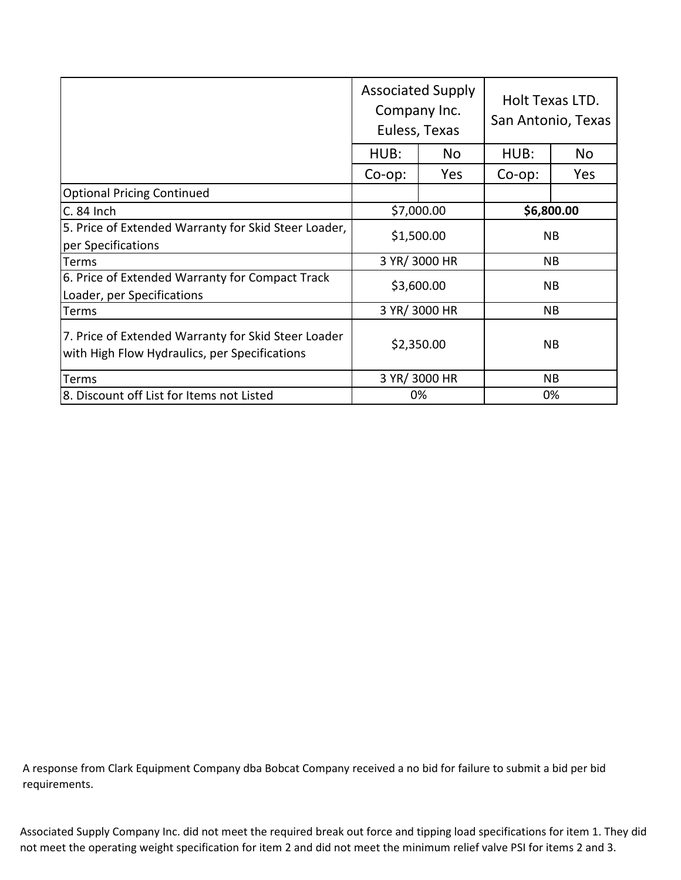| | Associated Supply Company Inc. Euless, Texas | | Holt Texas LTD. San Antonio, Texas | |
|---|---|---|---|---|
| | HUB: | No | HUB: | No |
| | Co-op: | Yes | Co-op: | Yes |
| Optional Pricing Continued | | | | |
| C. 84 Inch | $7,000.00 | | **$6,800.00** | |
| 5. Price of Extended Warranty for Skid Steer Loader, per Specifications | $1,500.00 | | NB | |
| Terms | 3 YR/ 3000 HR | | NB | |
| 6. Price of Extended Warranty for Compact Track Loader, per Specifications | $3,600.00 | | NB | |
| Terms | 3 YR/ 3000 HR | | NB | |
| 7. Price of Extended Warranty for Skid Steer Loader with High Flow Hydraulics, per Specifications | $2,350.00 | | NB | |
| Terms | 3 YR/ 3000 HR | | NB | |
| 8. Discount off List for Items not Listed | 0% | | 0% | |

A response from Clark Equipment Company dba Bobcat Company received a no bid for failure to submit a bid per bid requirements.

Associated Supply Company Inc. did not meet the required break out force and tipping load specifications for item 1. They did not meet the operating weight specification for item 2 and did not meet the minimum relief valve PSI for items 2 and 3.